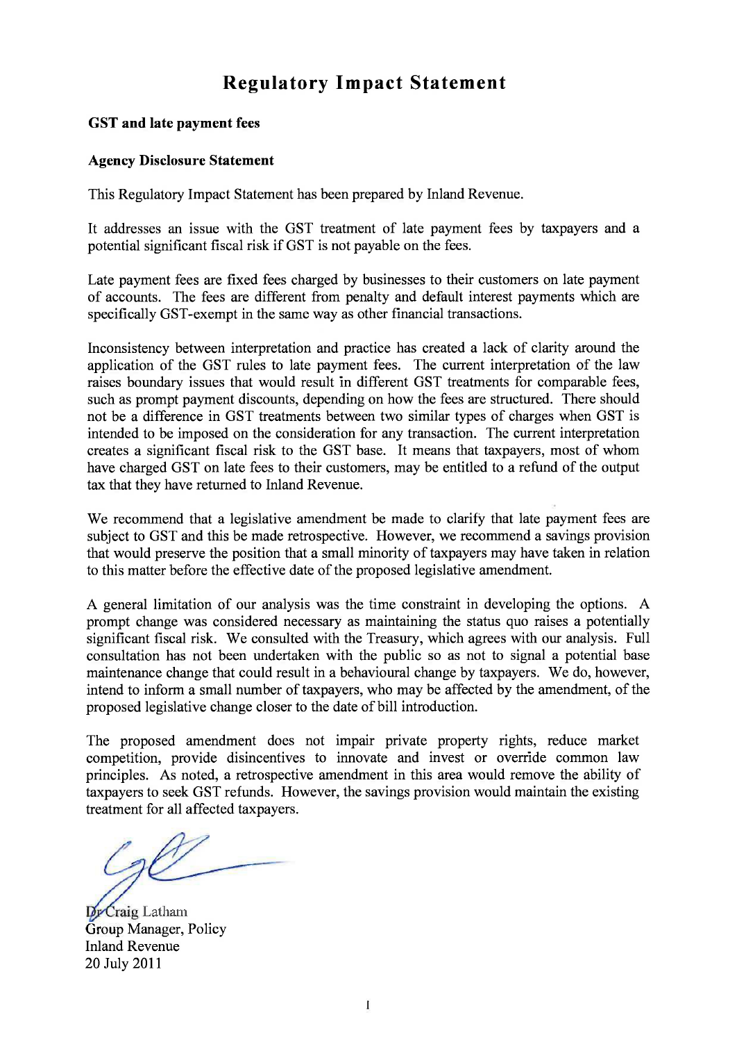# Regulatory Impact Statement

## GST and late payment fees

### Agency Disclosure Statement

This Regulatory Impact Statement has been prepared by Inland Revenue.

It addresses an issue with the GST treatment of late payment fees by taxpayers and a potential significant fiscal risk if GST is not payable on the fees.

Late payment fees are fixed fees charged by businesses to their customers on late payment of accounts. The fees are different from penalty and default interest payments which are specifically GST-exempt in the same way as other financial transactions.

Inconsistency between interpretation and practice has created a lack of clarity around the application of the GST rules to late payment fees. The current interpretation of the law raises boundary issues that would result in different GST treatments for comparable fees, such as prompt payment discounts, depending on how the fees are structured. There should not be a difference in GST treatments between two similar types of charges when GST is intended to be imposed on the consideration for any transaction. The current interpretation creates a significant fiscal risk to the GST base. It means that taxpayers, most of whom have charged GST on late fees to their customers, may be entitled to a refund of the output tax that they have returned to Inland Revenue.

We recommend that a legislative amendment be made to clarify that late payment fees are subject to GST and this be made retrospective. However, we recommend a savings provision that would preserve the position that a small minority of taxpayers may have taken in relation to this matter before the effective date of the proposed legislative amendment.

A general limitation of our analysis was the time constraint in developing the options. A prompt change was considered necessary as maintaining the status quo raises a potentially significant fiscal risk. We consulted with the Treasury, which agrees with our analysis. Full consultation has not been undertaken with the public so as not to signal a potential base maintenance change that could result in a behavioural change by taxpayers. We do, however, intend to inform a small number of taxpayers, who may be affected by the amendment, of the proposed legislative change closer to the date of bill introduction.

The proposed amendment does not impair private property rights, reduce market competition, provide disincentives to innovate and invest or override common law principles. As noted, a retrospective amendment in this area would remove the ability of taxpayers to seek GST refunds. However, the savings provision would maintain the existing treatment for all affected taxpayers.

Dr Craig Latham
Group Manager, Policy
Inland Revenue
20 July 2011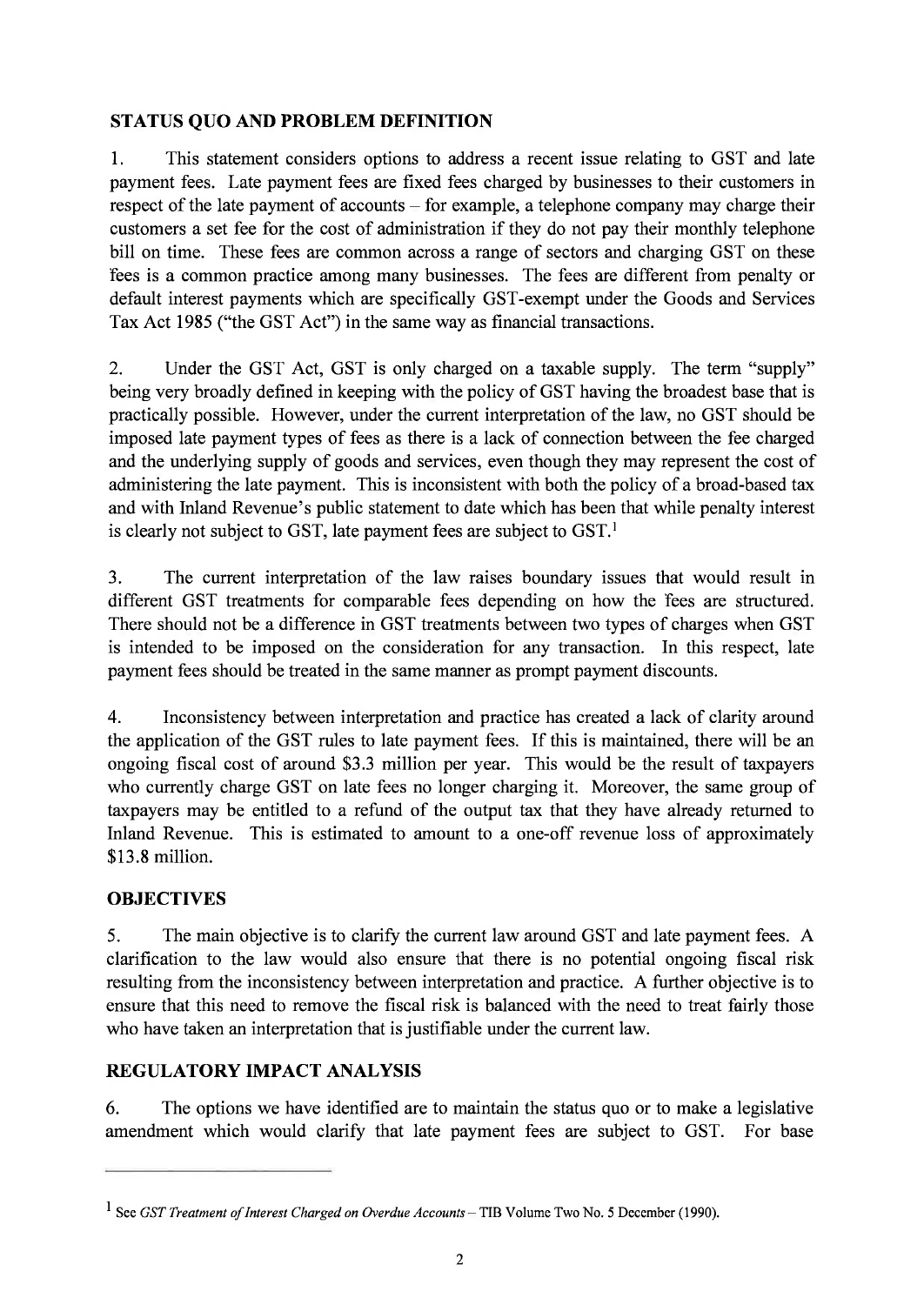## STATUS QUO AND PROBLEM DEFINITION

1. This statement considers options to address a recent issue relating to GST and late payment fees. Late payment fees are fixed fees charged by businesses to their customers in respect of the late payment of accounts – for example, a telephone company may charge their customers a set fee for the cost of administration if they do not pay their monthly telephone bill on time. These fees are common across a range of sectors and charging GST on these fees is a common practice among many businesses. The fees are different from penalty or default interest payments which are specifically GST-exempt under the Goods and Services Tax Act 1985 ("the GST Act") in the same way as financial transactions.

2. Under the GST Act, GST is only charged on a taxable supply. The term "supply" being very broadly defined in keeping with the policy of GST having the broadest base that is practically possible. However, under the current interpretation of the law, no GST should be imposed late payment types of fees as there is a lack of connection between the fee charged and the underlying supply of goods and services, even though they may represent the cost of administering the late payment. This is inconsistent with both the policy of a broad-based tax and with Inland Revenue's public statement to date which has been that while penalty interest is clearly not subject to GST, late payment fees are subject to GST.[1]

3. The current interpretation of the law raises boundary issues that would result in different GST treatments for comparable fees depending on how the fees are structured. There should not be a difference in GST treatments between two types of charges when GST is intended to be imposed on the consideration for any transaction. In this respect, late payment fees should be treated in the same manner as prompt payment discounts.

4. Inconsistency between interpretation and practice has created a lack of clarity around the application of the GST rules to late payment fees. If this is maintained, there will be an ongoing fiscal cost of around $3.3 million per year. This would be the result of taxpayers who currently charge GST on late fees no longer charging it. Moreover, the same group of taxpayers may be entitled to a refund of the output tax that they have already returned to Inland Revenue. This is estimated to amount to a one-off revenue loss of approximately $13.8 million.

## OBJECTIVES

5. The main objective is to clarify the current law around GST and late payment fees. A clarification to the law would also ensure that there is no potential ongoing fiscal risk resulting from the inconsistency between interpretation and practice. A further objective is to ensure that this need to remove the fiscal risk is balanced with the need to treat fairly those who have taken an interpretation that is justifiable under the current law.

## REGULATORY IMPACT ANALYSIS

6. The options we have identified are to maintain the status quo or to make a legislative amendment which would clarify that late payment fees are subject to GST. For base

---

[1] See *GST Treatment of Interest Charged on Overdue Accounts* – TIB Volume Two No. 5 December (1990).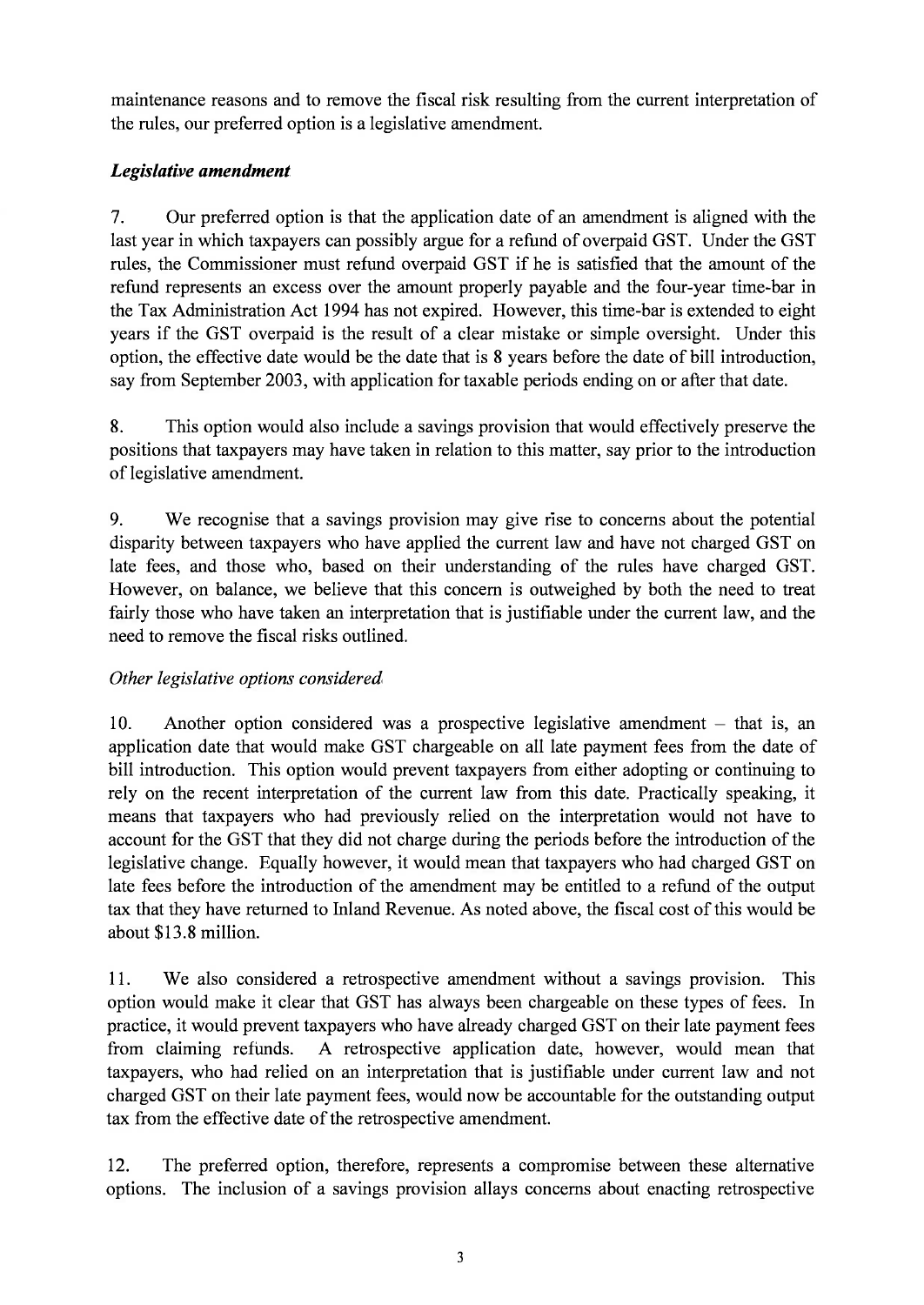maintenance reasons and to remove the fiscal risk resulting from the current interpretation of the rules, our preferred option is a legislative amendment.

### *Legislative amendment*

7. Our preferred option is that the application date of an amendment is aligned with the last year in which taxpayers can possibly argue for a refund of overpaid GST. Under the GST rules, the Commissioner must refund overpaid GST if he is satisfied that the amount of the refund represents an excess over the amount properly payable and the four-year time-bar in the Tax Administration Act 1994 has not expired. However, this time-bar is extended to eight years if the GST overpaid is the result of a clear mistake or simple oversight. Under this option, the effective date would be the date that is 8 years before the date of bill introduction, say from September 2003, with application for taxable periods ending on or after that date.

8. This option would also include a savings provision that would effectively preserve the positions that taxpayers may have taken in relation to this matter, say prior to the introduction of legislative amendment.

9. We recognise that a savings provision may give rise to concerns about the potential disparity between taxpayers who have applied the current law and have not charged GST on late fees, and those who, based on their understanding of the rules have charged GST. However, on balance, we believe that this concern is outweighed by both the need to treat fairly those who have taken an interpretation that is justifiable under the current law, and the need to remove the fiscal risks outlined.

*Other legislative options considered*

10. Another option considered was a prospective legislative amendment – that is, an application date that would make GST chargeable on all late payment fees from the date of bill introduction. This option would prevent taxpayers from either adopting or continuing to rely on the recent interpretation of the current law from this date. Practically speaking, it means that taxpayers who had previously relied on the interpretation would not have to account for the GST that they did not charge during the periods before the introduction of the legislative change. Equally however, it would mean that taxpayers who had charged GST on late fees before the introduction of the amendment may be entitled to a refund of the output tax that they have returned to Inland Revenue. As noted above, the fiscal cost of this would be about $13.8 million.

11. We also considered a retrospective amendment without a savings provision. This option would make it clear that GST has always been chargeable on these types of fees. In practice, it would prevent taxpayers who have already charged GST on their late payment fees from claiming refunds. A retrospective application date, however, would mean that taxpayers, who had relied on an interpretation that is justifiable under current law and not charged GST on their late payment fees, would now be accountable for the outstanding output tax from the effective date of the retrospective amendment.

12. The preferred option, therefore, represents a compromise between these alternative options. The inclusion of a savings provision allays concerns about enacting retrospective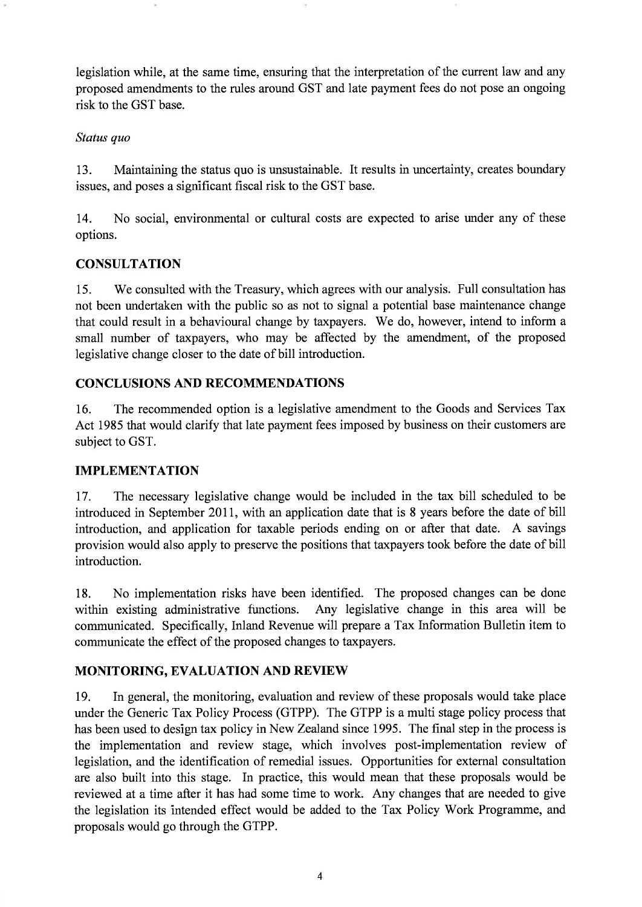legislation while, at the same time, ensuring that the interpretation of the current law and any proposed amendments to the rules around GST and late payment fees do not pose an ongoing risk to the GST base.

*Status quo*

13. Maintaining the status quo is unsustainable. It results in uncertainty, creates boundary issues, and poses a significant fiscal risk to the GST base.

14. No social, environmental or cultural costs are expected to arise under any of these options.

## CONSULTATION

15. We consulted with the Treasury, which agrees with our analysis. Full consultation has not been undertaken with the public so as not to signal a potential base maintenance change that could result in a behavioural change by taxpayers. We do, however, intend to inform a small number of taxpayers, who may be affected by the amendment, of the proposed legislative change closer to the date of bill introduction.

## CONCLUSIONS AND RECOMMENDATIONS

16. The recommended option is a legislative amendment to the Goods and Services Tax Act 1985 that would clarify that late payment fees imposed by business on their customers are subject to GST.

## IMPLEMENTATION

17. The necessary legislative change would be included in the tax bill scheduled to be introduced in September 2011, with an application date that is 8 years before the date of bill introduction, and application for taxable periods ending on or after that date. A savings provision would also apply to preserve the positions that taxpayers took before the date of bill introduction.

18. No implementation risks have been identified. The proposed changes can be done within existing administrative functions. Any legislative change in this area will be communicated. Specifically, Inland Revenue will prepare a Tax Information Bulletin item to communicate the effect of the proposed changes to taxpayers.

## MONITORING, EVALUATION AND REVIEW

19. In general, the monitoring, evaluation and review of these proposals would take place under the Generic Tax Policy Process (GTPP). The GTPP is a multi stage policy process that has been used to design tax policy in New Zealand since 1995. The final step in the process is the implementation and review stage, which involves post-implementation review of legislation, and the identification of remedial issues. Opportunities for external consultation are also built into this stage. In practice, this would mean that these proposals would be reviewed at a time after it has had some time to work. Any changes that are needed to give the legislation its intended effect would be added to the Tax Policy Work Programme, and proposals would go through the GTPP.